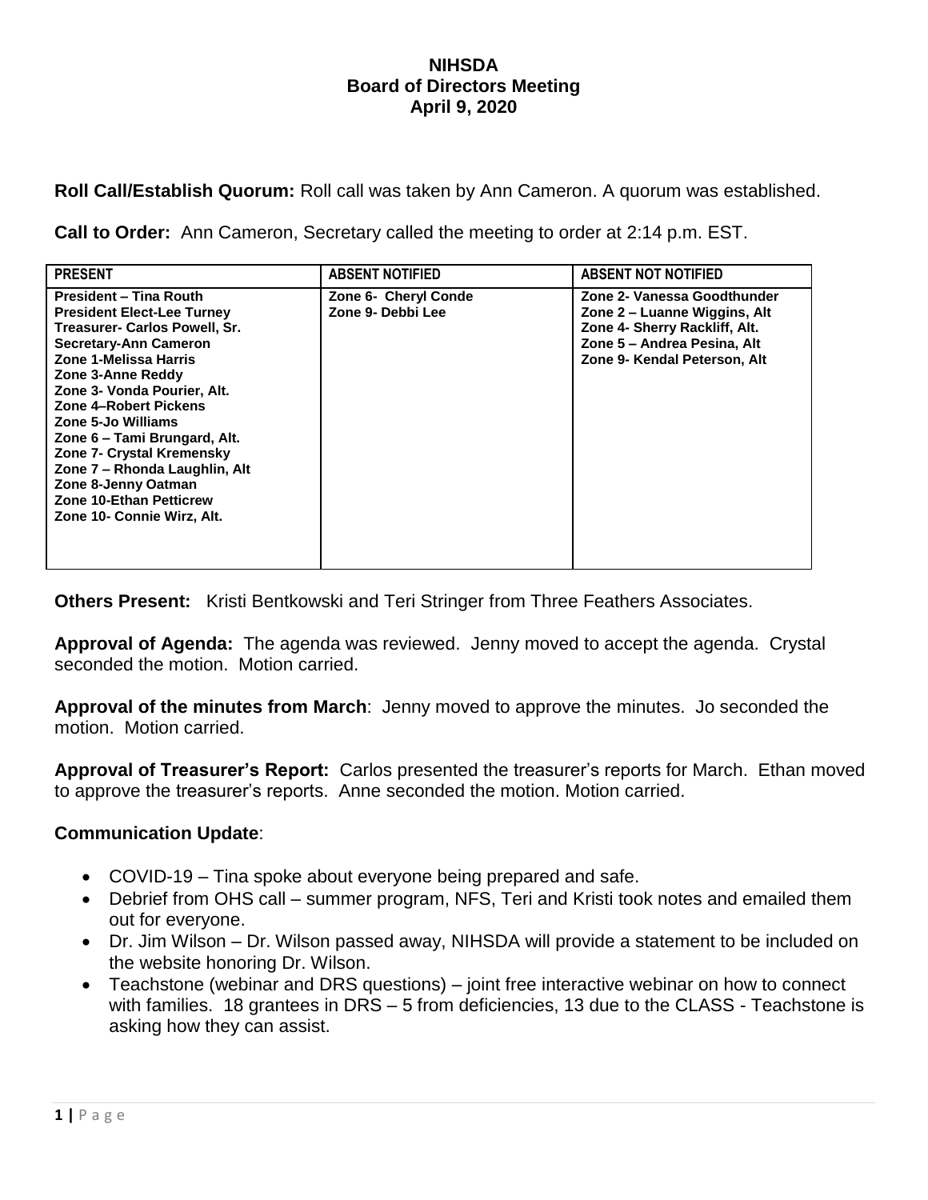# NIHSDA
## Board of Directors Meeting
## April 9, 2020

**Roll Call/Establish Quorum:** Roll call was taken by Ann Cameron. A quorum was established.

**Call to Order:** Ann Cameron, Secretary called the meeting to order at 2:14 p.m. EST.

| PRESENT | ABSENT NOTIFIED | ABSENT NOT NOTIFIED |
|---|---|---|
| President – Tina Routh<br>President Elect-Lee Turney<br>Treasurer- Carlos Powell, Sr.<br>Secretary-Ann Cameron<br>Zone 1-Melissa Harris<br>Zone 3-Anne Reddy<br>Zone 3- Vonda Pourier, Alt.<br>Zone 4–Robert Pickens<br>Zone 5-Jo Williams<br>Zone 6 – Tami Brungard, Alt.<br>Zone 7- Crystal Kremensky<br>Zone 7 – Rhonda Laughlin, Alt<br>Zone 8-Jenny Oatman<br>Zone 10-Ethan Petticrew<br>Zone 10- Connie Wirz, Alt. | Zone 6- Cheryl Conde<br>Zone 9- Debbi Lee | Zone 2- Vanessa Goodthunder<br>Zone 2 – Luanne Wiggins, Alt<br>Zone 4- Sherry Rackliff, Alt.<br>Zone 5 – Andrea Pesina, Alt<br>Zone 9- Kendal Peterson, Alt |

**Others Present:** Kristi Bentkowski and Teri Stringer from Three Feathers Associates.

**Approval of Agenda:** The agenda was reviewed. Jenny moved to accept the agenda. Crystal seconded the motion. Motion carried.

**Approval of the minutes from March**: Jenny moved to approve the minutes. Jo seconded the motion. Motion carried.

**Approval of Treasurer's Report:** Carlos presented the treasurer's reports for March. Ethan moved to approve the treasurer's reports. Anne seconded the motion. Motion carried.

**Communication Update**:

- COVID-19 – Tina spoke about everyone being prepared and safe.
- Debrief from OHS call – summer program, NFS, Teri and Kristi took notes and emailed them out for everyone.
- Dr. Jim Wilson – Dr. Wilson passed away, NIHSDA will provide a statement to be included on the website honoring Dr. Wilson.
- Teachstone (webinar and DRS questions) – joint free interactive webinar on how to connect with families. 18 grantees in DRS – 5 from deficiencies, 13 due to the CLASS - Teachstone is asking how they can assist.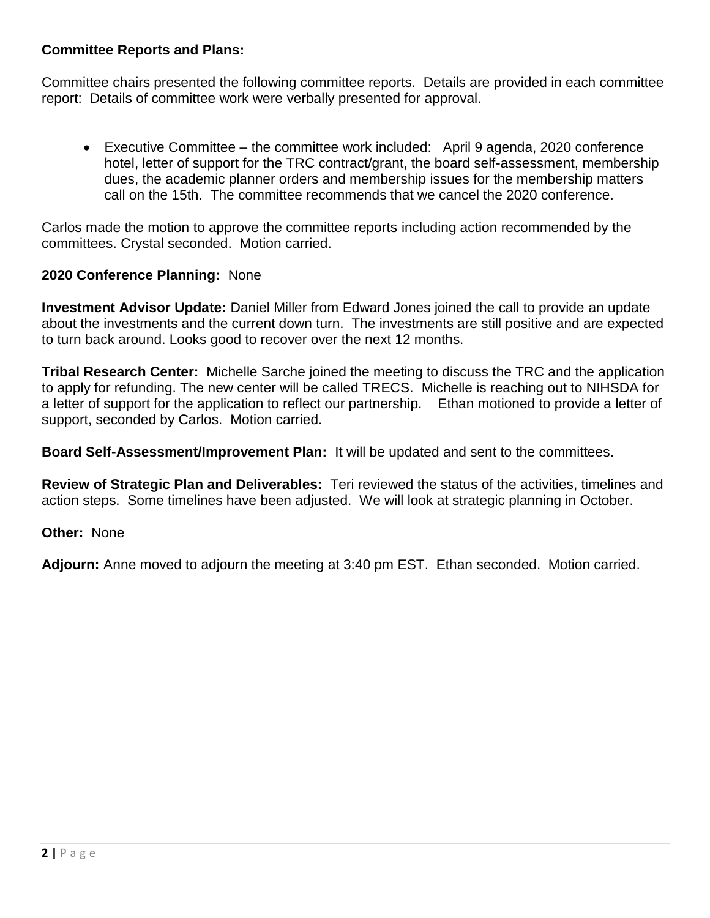**Committee Reports and Plans:**

Committee chairs presented the following committee reports. Details are provided in each committee report: Details of committee work were verbally presented for approval.

- Executive Committee – the committee work included: April 9 agenda, 2020 conference hotel, letter of support for the TRC contract/grant, the board self-assessment, membership dues, the academic planner orders and membership issues for the membership matters call on the 15th. The committee recommends that we cancel the 2020 conference.

Carlos made the motion to approve the committee reports including action recommended by the committees. Crystal seconded. Motion carried.

**2020 Conference Planning:** None

**Investment Advisor Update:** Daniel Miller from Edward Jones joined the call to provide an update about the investments and the current down turn. The investments are still positive and are expected to turn back around. Looks good to recover over the next 12 months.

**Tribal Research Center:** Michelle Sarche joined the meeting to discuss the TRC and the application to apply for refunding. The new center will be called TRECS. Michelle is reaching out to NIHSDA for a letter of support for the application to reflect our partnership. Ethan motioned to provide a letter of support, seconded by Carlos. Motion carried.

**Board Self-Assessment/Improvement Plan:** It will be updated and sent to the committees.

**Review of Strategic Plan and Deliverables:** Teri reviewed the status of the activities, timelines and action steps. Some timelines have been adjusted. We will look at strategic planning in October.

**Other:** None

**Adjourn:** Anne moved to adjourn the meeting at 3:40 pm EST. Ethan seconded. Motion carried.